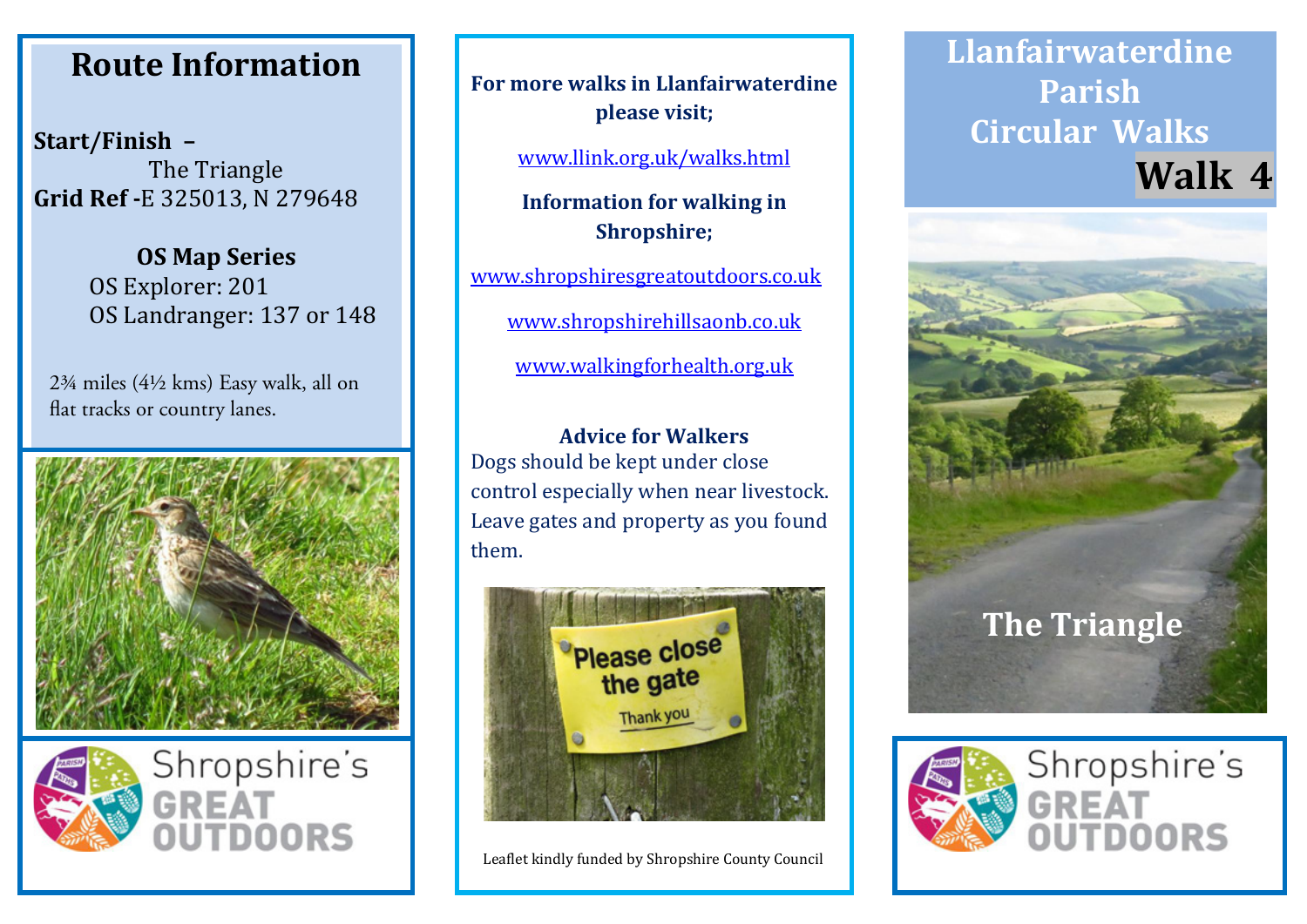## Route Information

**Start/Finish –**
The Triangle
**Grid Ref -**E 325013, N 279648

**OS Map Series**
OS Explorer: 201
OS Landranger: 137 or 148

2¾ miles (4½ kms) Easy walk, all on flat tracks or country lanes.

Shropshire's GREAT OUTDOORS

**For more walks in Llanfairwaterdine please visit;**

www.llink.org.uk/walks.html

**Information for walking in Shropshire;**

www.shropshiresgreatoutdoors.co.uk

www.shropshirehillsaonb.co.uk

www.walkingforhealth.org.uk

**Advice for Walkers**

Dogs should be kept under close control especially when near livestock. Leave gates and property as you found them.

Leaflet kindly funded by Shropshire County Council

# Llanfairwaterdine Parish Circular Walks

## Walk 4

## The Triangle

Shropshire's GREAT OUTDOORS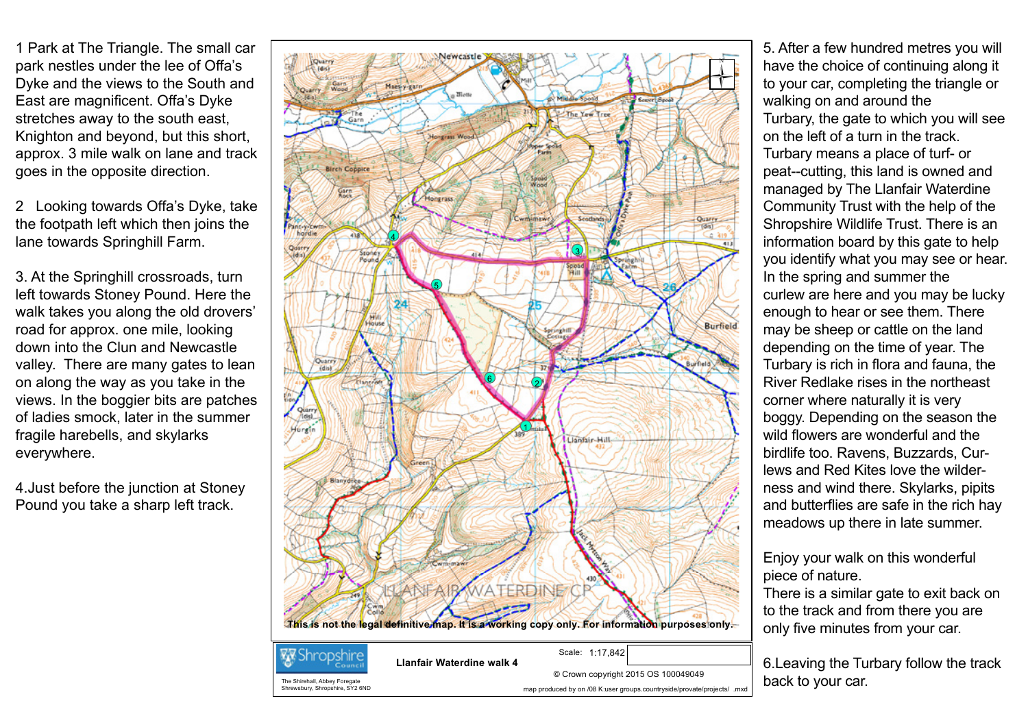1 Park at The Triangle. The small car park nestles under the lee of Offa's Dyke and the views to the South and East are magnificent. Offa's Dyke stretches away to the south east, Knighton and beyond, but this short, approx. 3 mile walk on lane and track goes in the opposite direction.

2 Looking towards Offa's Dyke, take the footpath left which then joins the lane towards Springhill Farm.

3. At the Springhill crossroads, turn left towards Stoney Pound. Here the walk takes you along the old drovers' road for approx. one mile, looking down into the Clun and Newcastle valley. There are many gates to lean on along the way as you take in the views. In the boggier bits are patches of ladies smock, later in the summer fragile harebells, and skylarks everywhere.

4.Just before the junction at Stoney Pound you take a sharp left track.

This is not the legal definitive map. It is a working copy only. For information purposes only.

Scale: 1:17,842

Llanfair Waterdine walk 4

© Crown copyright 2015 OS 100049049

The Shirehall, Abbey Foregate
Shrewsbury, Shropshire, SY2 6ND

map produced by on /08 K:user groups.countryside/provate/projects/ .mxd

5. After a few hundred metres you will have the choice of continuing along it to your car, completing the triangle or walking on and around the Turbary, the gate to which you will see on the left of a turn in the track. Turbary means a place of turf- or peat--cutting, this land is owned and managed by The Llanfair Waterdine Community Trust with the help of the Shropshire Wildlife Trust. There is an information board by this gate to help you identify what you may see or hear. In the spring and summer the curlew are here and you may be lucky enough to hear or see them. There may be sheep or cattle on the land depending on the time of year. The Turbary is rich in flora and fauna, the River Redlake rises in the northeast corner where naturally it is very boggy. Depending on the season the wild flowers are wonderful and the birdlife too. Ravens, Buzzards, Curlews and Red Kites love the wilderness and wind there. Skylarks, pipits and butterflies are safe in the rich hay meadows up there in late summer.

Enjoy your walk on this wonderful piece of nature.
There is a similar gate to exit back on to the track and from there you are only five minutes from your car.

6.Leaving the Turbary follow the track back to your car.